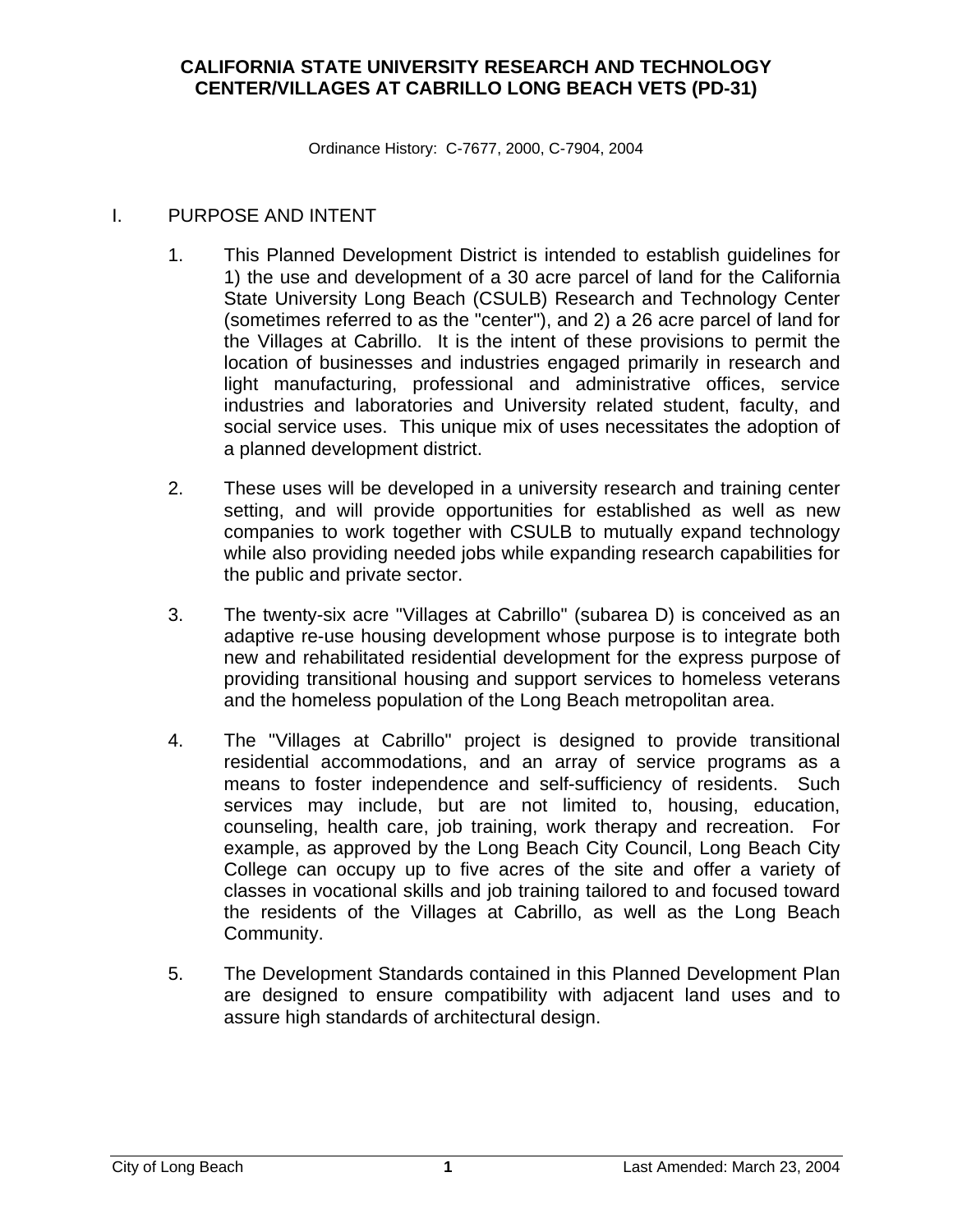# CALIFORNIA STATE UNIVERSITY RESEARCH AND TECHNOLOGY CENTER/VILLAGES AT CABRILLO LONG BEACH VETS (PD-31)

Ordinance History: C-7677, 2000, C-7904, 2004

## I. PURPOSE AND INTENT

1. This Planned Development District is intended to establish guidelines for 1) the use and development of a 30 acre parcel of land for the California State University Long Beach (CSULB) Research and Technology Center (sometimes referred to as the "center"), and 2) a 26 acre parcel of land for the Villages at Cabrillo. It is the intent of these provisions to permit the location of businesses and industries engaged primarily in research and light manufacturing, professional and administrative offices, service industries and laboratories and University related student, faculty, and social service uses. This unique mix of uses necessitates the adoption of a planned development district.

2. These uses will be developed in a university research and training center setting, and will provide opportunities for established as well as new companies to work together with CSULB to mutually expand technology while also providing needed jobs while expanding research capabilities for the public and private sector.

3. The twenty-six acre "Villages at Cabrillo" (subarea D) is conceived as an adaptive re-use housing development whose purpose is to integrate both new and rehabilitated residential development for the express purpose of providing transitional housing and support services to homeless veterans and the homeless population of the Long Beach metropolitan area.

4. The "Villages at Cabrillo" project is designed to provide transitional residential accommodations, and an array of service programs as a means to foster independence and self-sufficiency of residents. Such services may include, but are not limited to, housing, education, counseling, health care, job training, work therapy and recreation. For example, as approved by the Long Beach City Council, Long Beach City College can occupy up to five acres of the site and offer a variety of classes in vocational skills and job training tailored to and focused toward the residents of the Villages at Cabrillo, as well as the Long Beach Community.

5. The Development Standards contained in this Planned Development Plan are designed to ensure compatibility with adjacent land uses and to assure high standards of architectural design.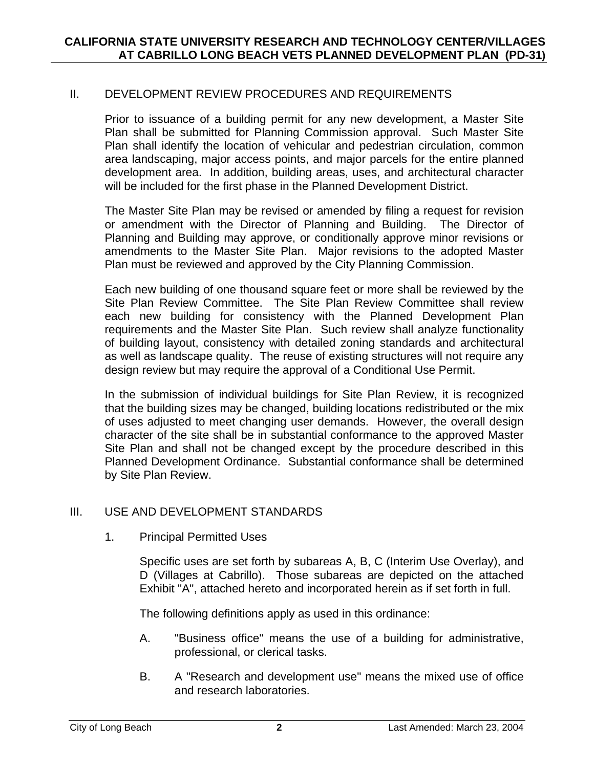## II. DEVELOPMENT REVIEW PROCEDURES AND REQUIREMENTS

Prior to issuance of a building permit for any new development, a Master Site Plan shall be submitted for Planning Commission approval. Such Master Site Plan shall identify the location of vehicular and pedestrian circulation, common area landscaping, major access points, and major parcels for the entire planned development area. In addition, building areas, uses, and architectural character will be included for the first phase in the Planned Development District.

The Master Site Plan may be revised or amended by filing a request for revision or amendment with the Director of Planning and Building. The Director of Planning and Building may approve, or conditionally approve minor revisions or amendments to the Master Site Plan. Major revisions to the adopted Master Plan must be reviewed and approved by the City Planning Commission.

Each new building of one thousand square feet or more shall be reviewed by the Site Plan Review Committee. The Site Plan Review Committee shall review each new building for consistency with the Planned Development Plan requirements and the Master Site Plan. Such review shall analyze functionality of building layout, consistency with detailed zoning standards and architectural as well as landscape quality. The reuse of existing structures will not require any design review but may require the approval of a Conditional Use Permit.

In the submission of individual buildings for Site Plan Review, it is recognized that the building sizes may be changed, building locations redistributed or the mix of uses adjusted to meet changing user demands. However, the overall design character of the site shall be in substantial conformance to the approved Master Site Plan and shall not be changed except by the procedure described in this Planned Development Ordinance. Substantial conformance shall be determined by Site Plan Review.

## III. USE AND DEVELOPMENT STANDARDS

### 1. Principal Permitted Uses

Specific uses are set forth by subareas A, B, C (Interim Use Overlay), and D (Villages at Cabrillo). Those subareas are depicted on the attached Exhibit "A", attached hereto and incorporated herein as if set forth in full.

The following definitions apply as used in this ordinance:

A. "Business office" means the use of a building for administrative, professional, or clerical tasks.

B. A "Research and development use" means the mixed use of office and research laboratories.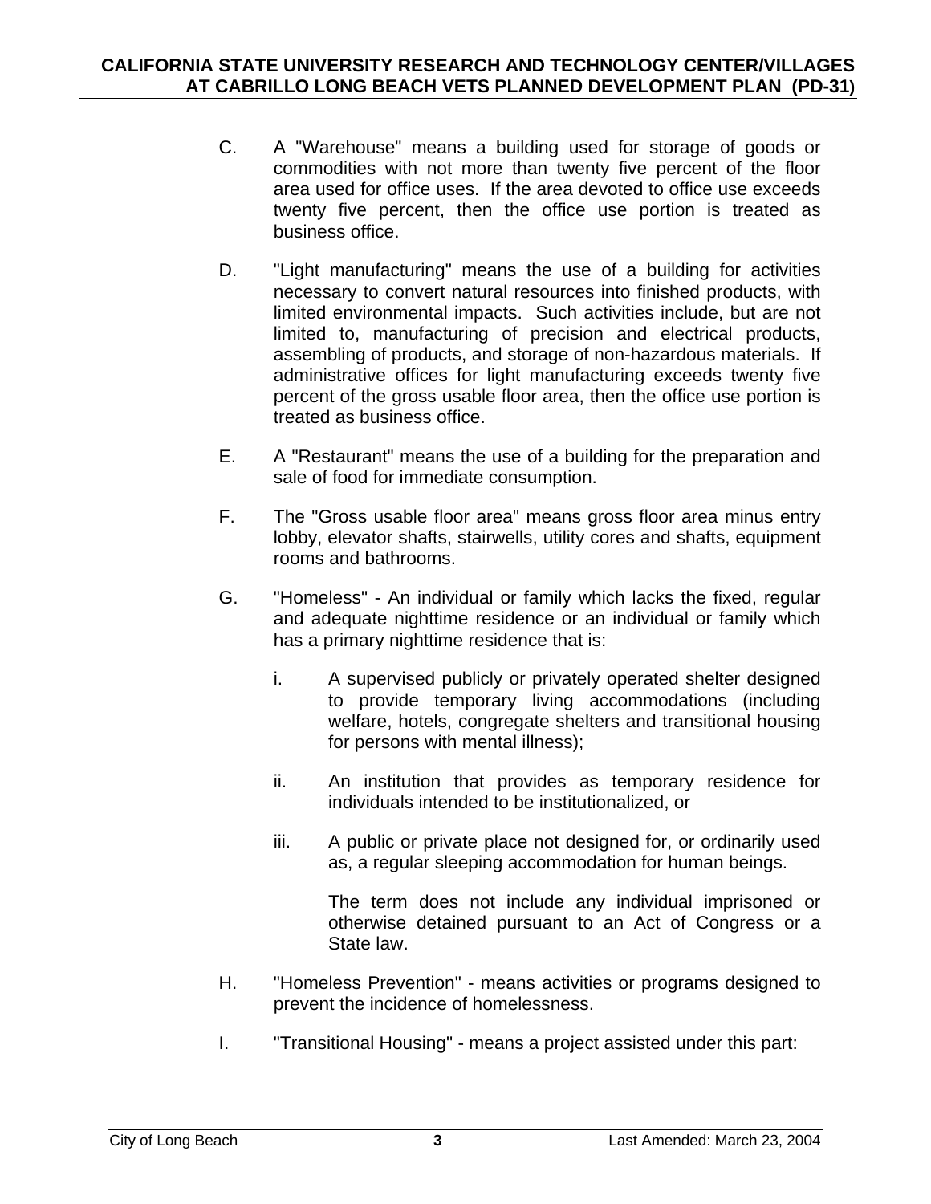C. A "Warehouse" means a building used for storage of goods or commodities with not more than twenty five percent of the floor area used for office uses. If the area devoted to office use exceeds twenty five percent, then the office use portion is treated as business office.

D. "Light manufacturing" means the use of a building for activities necessary to convert natural resources into finished products, with limited environmental impacts. Such activities include, but are not limited to, manufacturing of precision and electrical products, assembling of products, and storage of non-hazardous materials. If administrative offices for light manufacturing exceeds twenty five percent of the gross usable floor area, then the office use portion is treated as business office.

E. A "Restaurant" means the use of a building for the preparation and sale of food for immediate consumption.

F. The "Gross usable floor area" means gross floor area minus entry lobby, elevator shafts, stairwells, utility cores and shafts, equipment rooms and bathrooms.

G. "Homeless" - An individual or family which lacks the fixed, regular and adequate nighttime residence or an individual or family which has a primary nighttime residence that is:

   i. A supervised publicly or privately operated shelter designed to provide temporary living accommodations (including welfare, hotels, congregate shelters and transitional housing for persons with mental illness);

   ii. An institution that provides as temporary residence for individuals intended to be institutionalized, or

   iii. A public or private place not designed for, or ordinarily used as, a regular sleeping accommodation for human beings.

   The term does not include any individual imprisoned or otherwise detained pursuant to an Act of Congress or a State law.

H. "Homeless Prevention" - means activities or programs designed to prevent the incidence of homelessness.

I. "Transitional Housing" - means a project assisted under this part: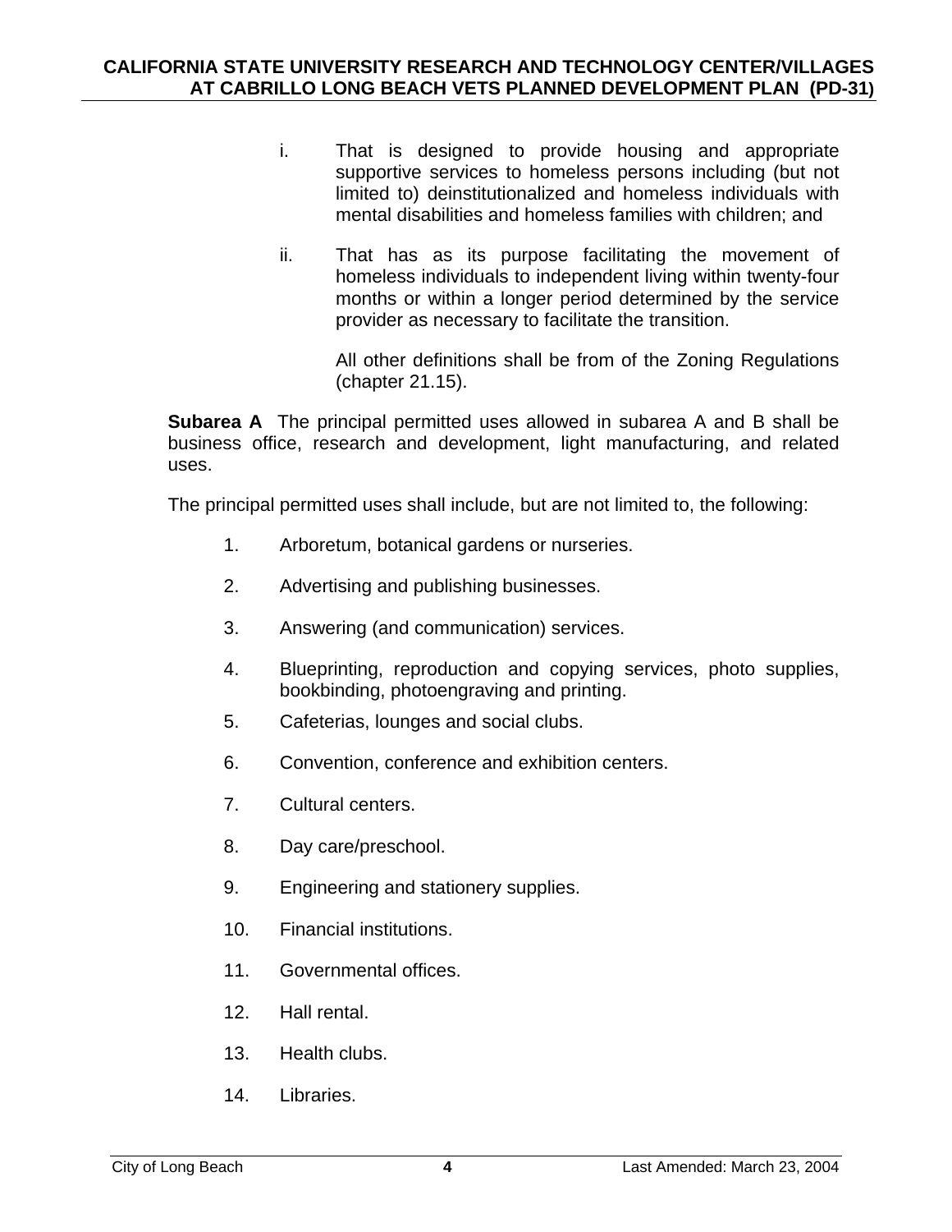i. That is designed to provide housing and appropriate supportive services to homeless persons including (but not limited to) deinstitutionalized and homeless individuals with mental disabilities and homeless families with children; and

ii. That has as its purpose facilitating the movement of homeless individuals to independent living within twenty-four months or within a longer period determined by the service provider as necessary to facilitate the transition.

All other definitions shall be from of the Zoning Regulations (chapter 21.15).

**Subarea A** The principal permitted uses allowed in subarea A and B shall be business office, research and development, light manufacturing, and related uses.

The principal permitted uses shall include, but are not limited to, the following:

1. Arboretum, botanical gardens or nurseries.
2. Advertising and publishing businesses.
3. Answering (and communication) services.
4. Blueprinting, reproduction and copying services, photo supplies, bookbinding, photoengraving and printing.
5. Cafeterias, lounges and social clubs.
6. Convention, conference and exhibition centers.
7. Cultural centers.
8. Day care/preschool.
9. Engineering and stationery supplies.
10. Financial institutions.
11. Governmental offices.
12. Hall rental.
13. Health clubs.
14. Libraries.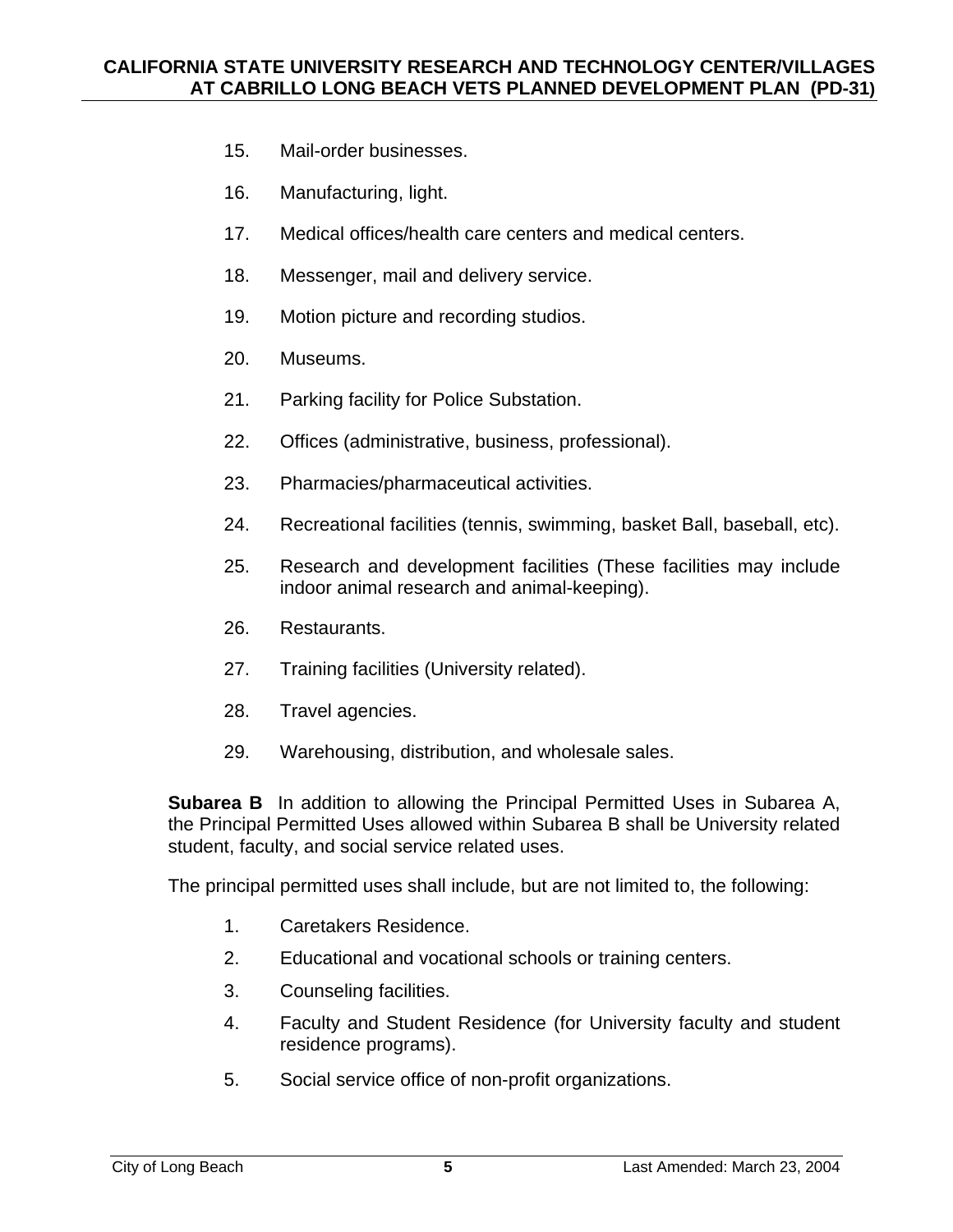15. Mail-order businesses.
16. Manufacturing, light.
17. Medical offices/health care centers and medical centers.
18. Messenger, mail and delivery service.
19. Motion picture and recording studios.
20. Museums.
21. Parking facility for Police Substation.
22. Offices (administrative, business, professional).
23. Pharmacies/pharmaceutical activities.
24. Recreational facilities (tennis, swimming, basket Ball, baseball, etc).
25. Research and development facilities (These facilities may include indoor animal research and animal-keeping).
26. Restaurants.
27. Training facilities (University related).
28. Travel agencies.
29. Warehousing, distribution, and wholesale sales.

**Subarea B** In addition to allowing the Principal Permitted Uses in Subarea A, the Principal Permitted Uses allowed within Subarea B shall be University related student, faculty, and social service related uses.

The principal permitted uses shall include, but are not limited to, the following:

1. Caretakers Residence.
2. Educational and vocational schools or training centers.
3. Counseling facilities.
4. Faculty and Student Residence (for University faculty and student residence programs).
5. Social service office of non-profit organizations.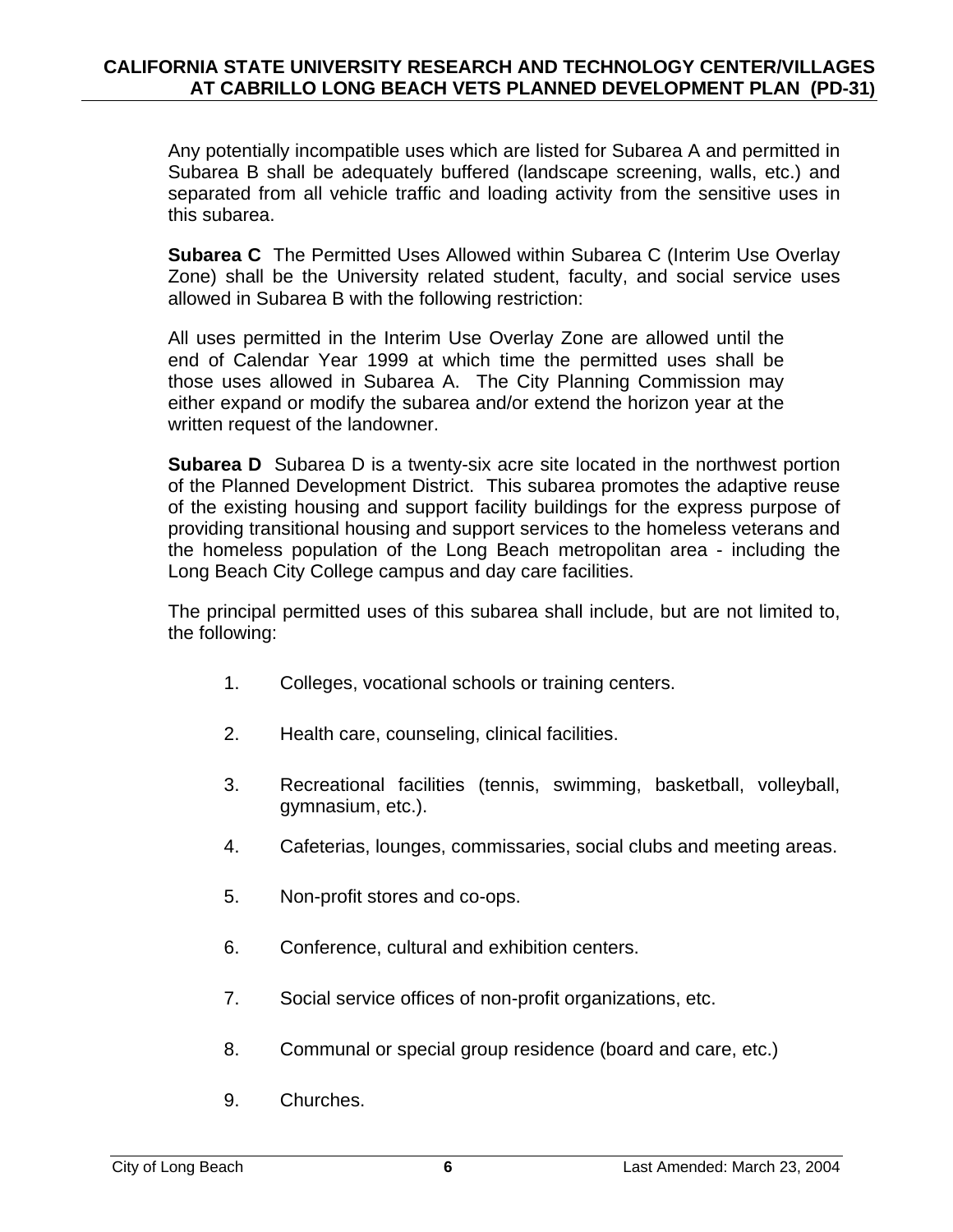Any potentially incompatible uses which are listed for Subarea A and permitted in Subarea B shall be adequately buffered (landscape screening, walls, etc.) and separated from all vehicle traffic and loading activity from the sensitive uses in this subarea.

**Subarea C** The Permitted Uses Allowed within Subarea C (Interim Use Overlay Zone) shall be the University related student, faculty, and social service uses allowed in Subarea B with the following restriction:

> All uses permitted in the Interim Use Overlay Zone are allowed until the end of Calendar Year 1999 at which time the permitted uses shall be those uses allowed in Subarea A. The City Planning Commission may either expand or modify the subarea and/or extend the horizon year at the written request of the landowner.

**Subarea D** Subarea D is a twenty-six acre site located in the northwest portion of the Planned Development District. This subarea promotes the adaptive reuse of the existing housing and support facility buildings for the express purpose of providing transitional housing and support services to the homeless veterans and the homeless population of the Long Beach metropolitan area - including the Long Beach City College campus and day care facilities.

The principal permitted uses of this subarea shall include, but are not limited to, the following:

1. Colleges, vocational schools or training centers.
2. Health care, counseling, clinical facilities.
3. Recreational facilities (tennis, swimming, basketball, volleyball, gymnasium, etc.).
4. Cafeterias, lounges, commissaries, social clubs and meeting areas.
5. Non-profit stores and co-ops.
6. Conference, cultural and exhibition centers.
7. Social service offices of non-profit organizations, etc.
8. Communal or special group residence (board and care, etc.)
9. Churches.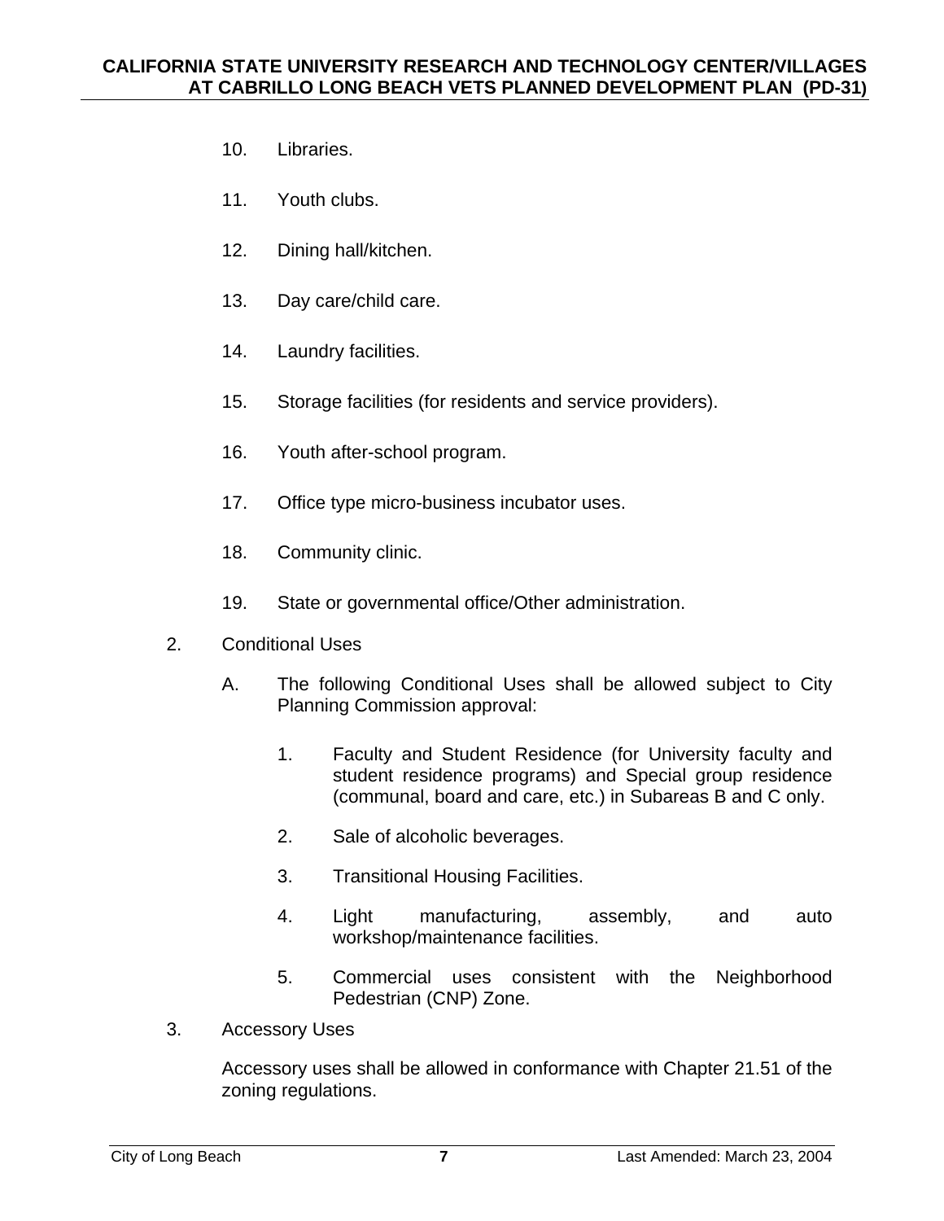10. Libraries.

11. Youth clubs.

12. Dining hall/kitchen.

13. Day care/child care.

14. Laundry facilities.

15. Storage facilities (for residents and service providers).

16. Youth after-school program.

17. Office type micro-business incubator uses.

18. Community clinic.

19. State or governmental office/Other administration.

2. Conditional Uses

   A. The following Conditional Uses shall be allowed subject to City Planning Commission approval:

      1. Faculty and Student Residence (for University faculty and student residence programs) and Special group residence (communal, board and care, etc.) in Subareas B and C only.

      2. Sale of alcoholic beverages.

      3. Transitional Housing Facilities.

      4. Light manufacturing, assembly, and auto workshop/maintenance facilities.

      5. Commercial uses consistent with the Neighborhood Pedestrian (CNP) Zone.

3. Accessory Uses

   Accessory uses shall be allowed in conformance with Chapter 21.51 of the zoning regulations.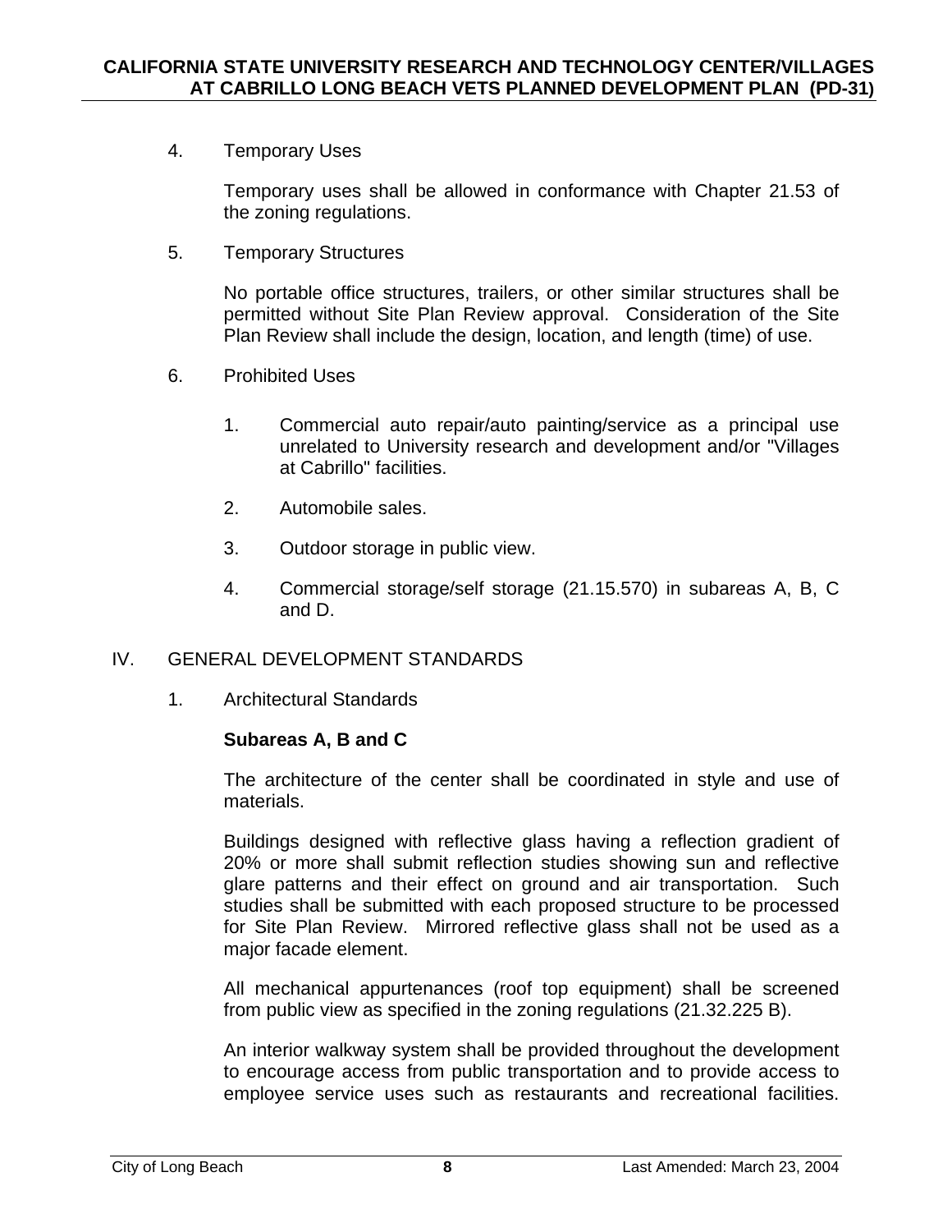4. Temporary Uses

   Temporary uses shall be allowed in conformance with Chapter 21.53 of the zoning regulations.

5. Temporary Structures

   No portable office structures, trailers, or other similar structures shall be permitted without Site Plan Review approval. Consideration of the Site Plan Review shall include the design, location, and length (time) of use.

6. Prohibited Uses

   1. Commercial auto repair/auto painting/service as a principal use unrelated to University research and development and/or "Villages at Cabrillo" facilities.

   2. Automobile sales.

   3. Outdoor storage in public view.

   4. Commercial storage/self storage (21.15.570) in subareas A, B, C and D.

## IV. GENERAL DEVELOPMENT STANDARDS

1. Architectural Standards

   **Subareas A, B and C**

   The architecture of the center shall be coordinated in style and use of materials.

   Buildings designed with reflective glass having a reflection gradient of 20% or more shall submit reflection studies showing sun and reflective glare patterns and their effect on ground and air transportation. Such studies shall be submitted with each proposed structure to be processed for Site Plan Review. Mirrored reflective glass shall not be used as a major facade element.

   All mechanical appurtenances (roof top equipment) shall be screened from public view as specified in the zoning regulations (21.32.225 B).

   An interior walkway system shall be provided throughout the development to encourage access from public transportation and to provide access to employee service uses such as restaurants and recreational facilities.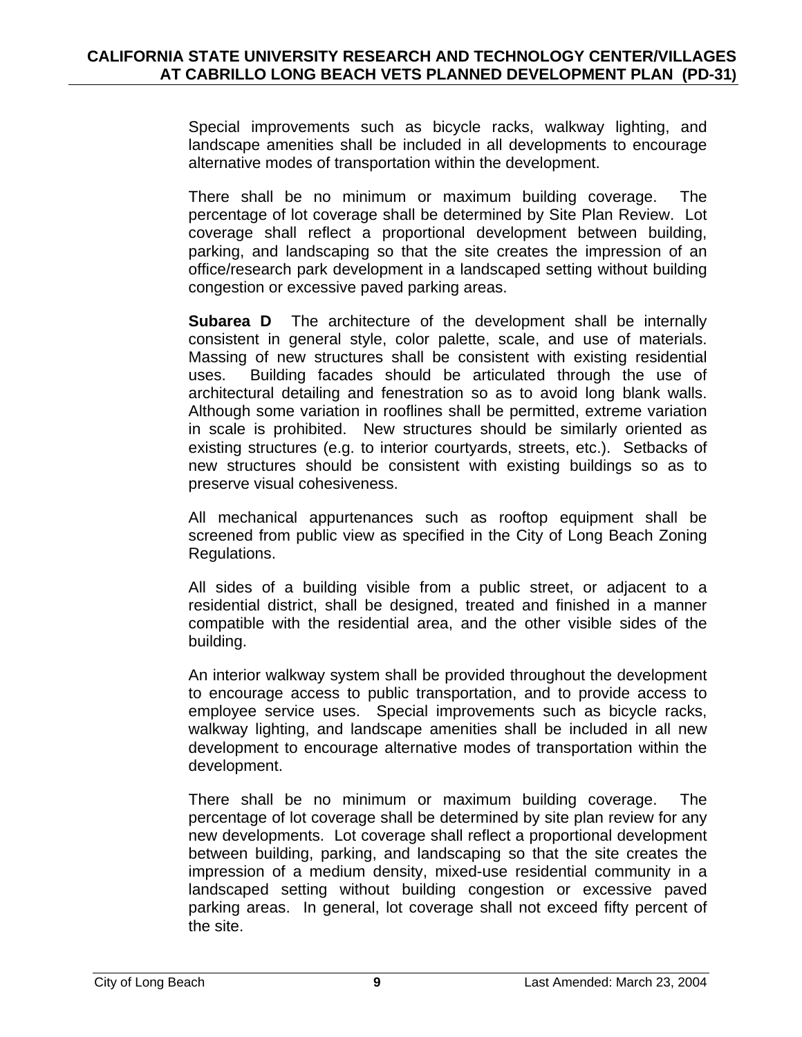Special improvements such as bicycle racks, walkway lighting, and landscape amenities shall be included in all developments to encourage alternative modes of transportation within the development.

There shall be no minimum or maximum building coverage. The percentage of lot coverage shall be determined by Site Plan Review. Lot coverage shall reflect a proportional development between building, parking, and landscaping so that the site creates the impression of an office/research park development in a landscaped setting without building congestion or excessive paved parking areas.

**Subarea D** The architecture of the development shall be internally consistent in general style, color palette, scale, and use of materials. Massing of new structures shall be consistent with existing residential uses. Building facades should be articulated through the use of architectural detailing and fenestration so as to avoid long blank walls. Although some variation in rooflines shall be permitted, extreme variation in scale is prohibited. New structures should be similarly oriented as existing structures (e.g. to interior courtyards, streets, etc.). Setbacks of new structures should be consistent with existing buildings so as to preserve visual cohesiveness.

All mechanical appurtenances such as rooftop equipment shall be screened from public view as specified in the City of Long Beach Zoning Regulations.

All sides of a building visible from a public street, or adjacent to a residential district, shall be designed, treated and finished in a manner compatible with the residential area, and the other visible sides of the building.

An interior walkway system shall be provided throughout the development to encourage access to public transportation, and to provide access to employee service uses. Special improvements such as bicycle racks, walkway lighting, and landscape amenities shall be included in all new development to encourage alternative modes of transportation within the development.

There shall be no minimum or maximum building coverage. The percentage of lot coverage shall be determined by site plan review for any new developments. Lot coverage shall reflect a proportional development between building, parking, and landscaping so that the site creates the impression of a medium density, mixed-use residential community in a landscaped setting without building congestion or excessive paved parking areas. In general, lot coverage shall not exceed fifty percent of the site.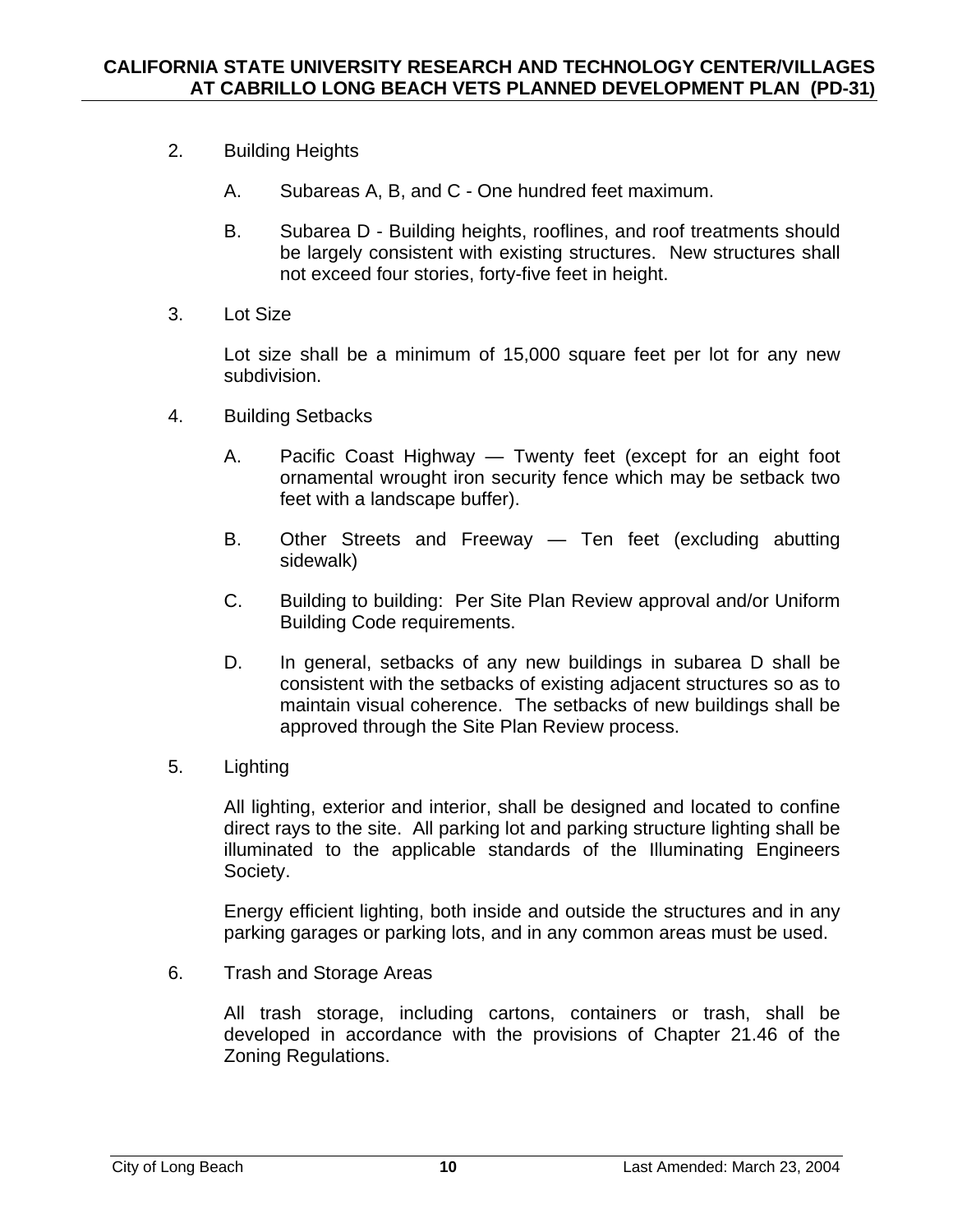2. Building Heights

   A. Subareas A, B, and C - One hundred feet maximum.

   B. Subarea D - Building heights, rooflines, and roof treatments should be largely consistent with existing structures. New structures shall not exceed four stories, forty-five feet in height.

3. Lot Size

   Lot size shall be a minimum of 15,000 square feet per lot for any new subdivision.

4. Building Setbacks

   A. Pacific Coast Highway — Twenty feet (except for an eight foot ornamental wrought iron security fence which may be setback two feet with a landscape buffer).

   B. Other Streets and Freeway — Ten feet (excluding abutting sidewalk)

   C. Building to building: Per Site Plan Review approval and/or Uniform Building Code requirements.

   D. In general, setbacks of any new buildings in subarea D shall be consistent with the setbacks of existing adjacent structures so as to maintain visual coherence. The setbacks of new buildings shall be approved through the Site Plan Review process.

5. Lighting

   All lighting, exterior and interior, shall be designed and located to confine direct rays to the site. All parking lot and parking structure lighting shall be illuminated to the applicable standards of the Illuminating Engineers Society.

   Energy efficient lighting, both inside and outside the structures and in any parking garages or parking lots, and in any common areas must be used.

6. Trash and Storage Areas

   All trash storage, including cartons, containers or trash, shall be developed in accordance with the provisions of Chapter 21.46 of the Zoning Regulations.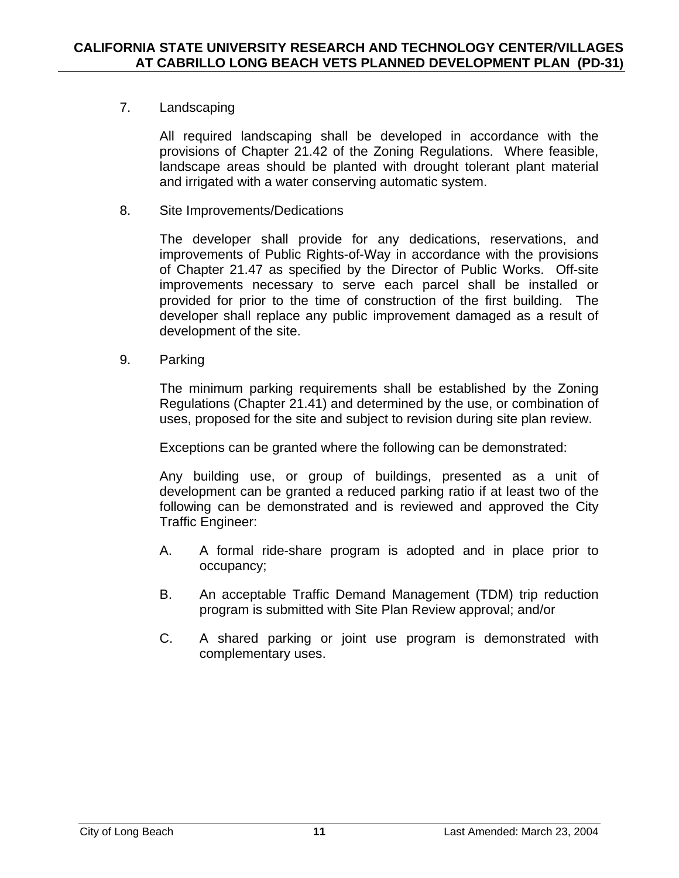7. Landscaping

All required landscaping shall be developed in accordance with the provisions of Chapter 21.42 of the Zoning Regulations. Where feasible, landscape areas should be planted with drought tolerant plant material and irrigated with a water conserving automatic system.

8. Site Improvements/Dedications

The developer shall provide for any dedications, reservations, and improvements of Public Rights-of-Way in accordance with the provisions of Chapter 21.47 as specified by the Director of Public Works. Off-site improvements necessary to serve each parcel shall be installed or provided for prior to the time of construction of the first building. The developer shall replace any public improvement damaged as a result of development of the site.

9. Parking

The minimum parking requirements shall be established by the Zoning Regulations (Chapter 21.41) and determined by the use, or combination of uses, proposed for the site and subject to revision during site plan review.

Exceptions can be granted where the following can be demonstrated:

Any building use, or group of buildings, presented as a unit of development can be granted a reduced parking ratio if at least two of the following can be demonstrated and is reviewed and approved the City Traffic Engineer:

A. A formal ride-share program is adopted and in place prior to occupancy;

B. An acceptable Traffic Demand Management (TDM) trip reduction program is submitted with Site Plan Review approval; and/or

C. A shared parking or joint use program is demonstrated with complementary uses.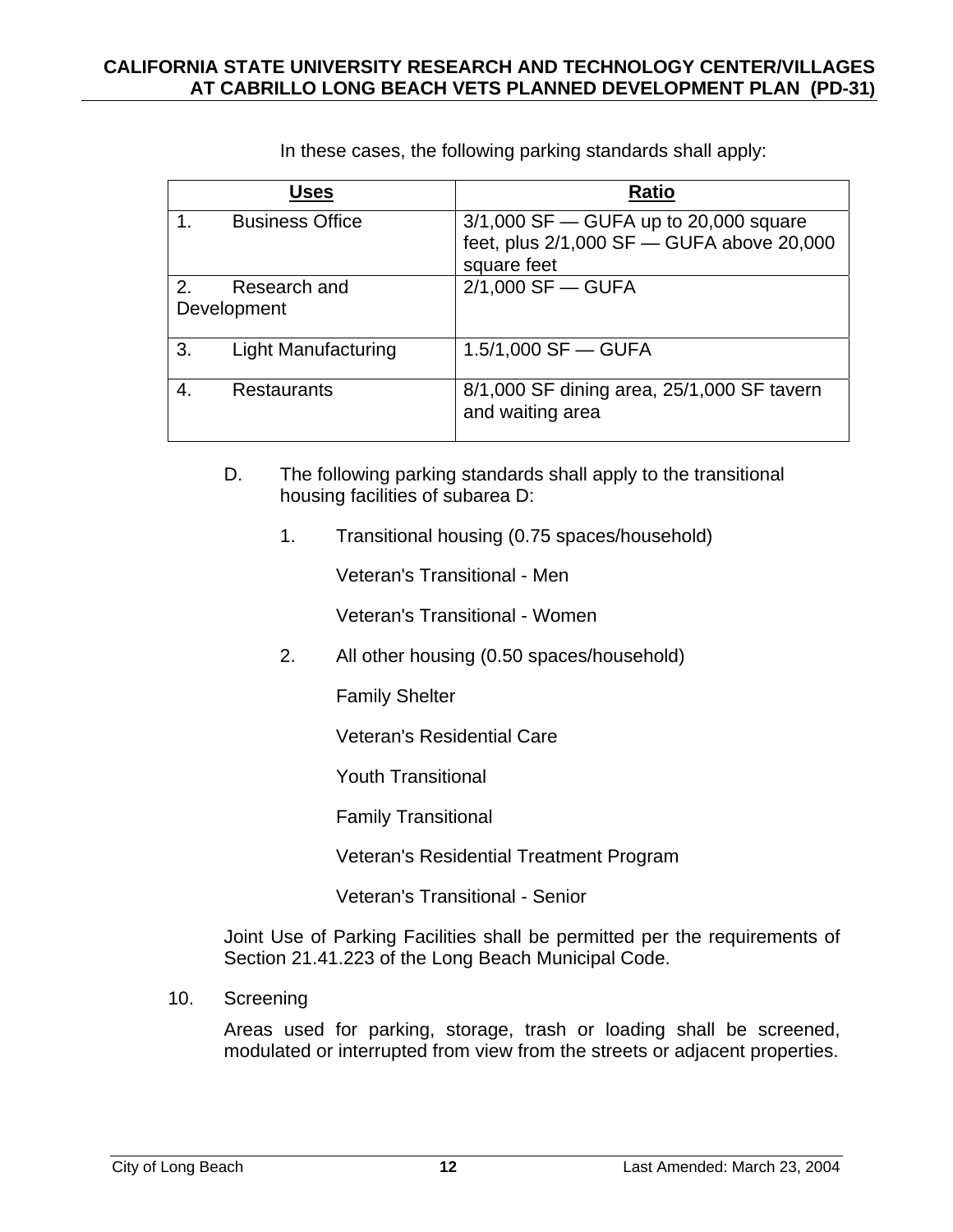In these cases, the following parking standards shall apply:

| Uses | Ratio |
|---|---|
| 1. Business Office | 3/1,000 SF — GUFA up to 20,000 square feet, plus 2/1,000 SF — GUFA above 20,000 square feet |
| 2. Research and Development | 2/1,000 SF — GUFA |
| 3. Light Manufacturing | 1.5/1,000 SF — GUFA |
| 4. Restaurants | 8/1,000 SF dining area, 25/1,000 SF tavern and waiting area |

D. The following parking standards shall apply to the transitional housing facilities of subarea D:

1. Transitional housing (0.75 spaces/household)

   Veteran's Transitional - Men

   Veteran's Transitional - Women

2. All other housing (0.50 spaces/household)

   Family Shelter

   Veteran's Residential Care

   Youth Transitional

   Family Transitional

   Veteran's Residential Treatment Program

   Veteran's Transitional - Senior

Joint Use of Parking Facilities shall be permitted per the requirements of Section 21.41.223 of the Long Beach Municipal Code.

10. Screening

Areas used for parking, storage, trash or loading shall be screened, modulated or interrupted from view from the streets or adjacent properties.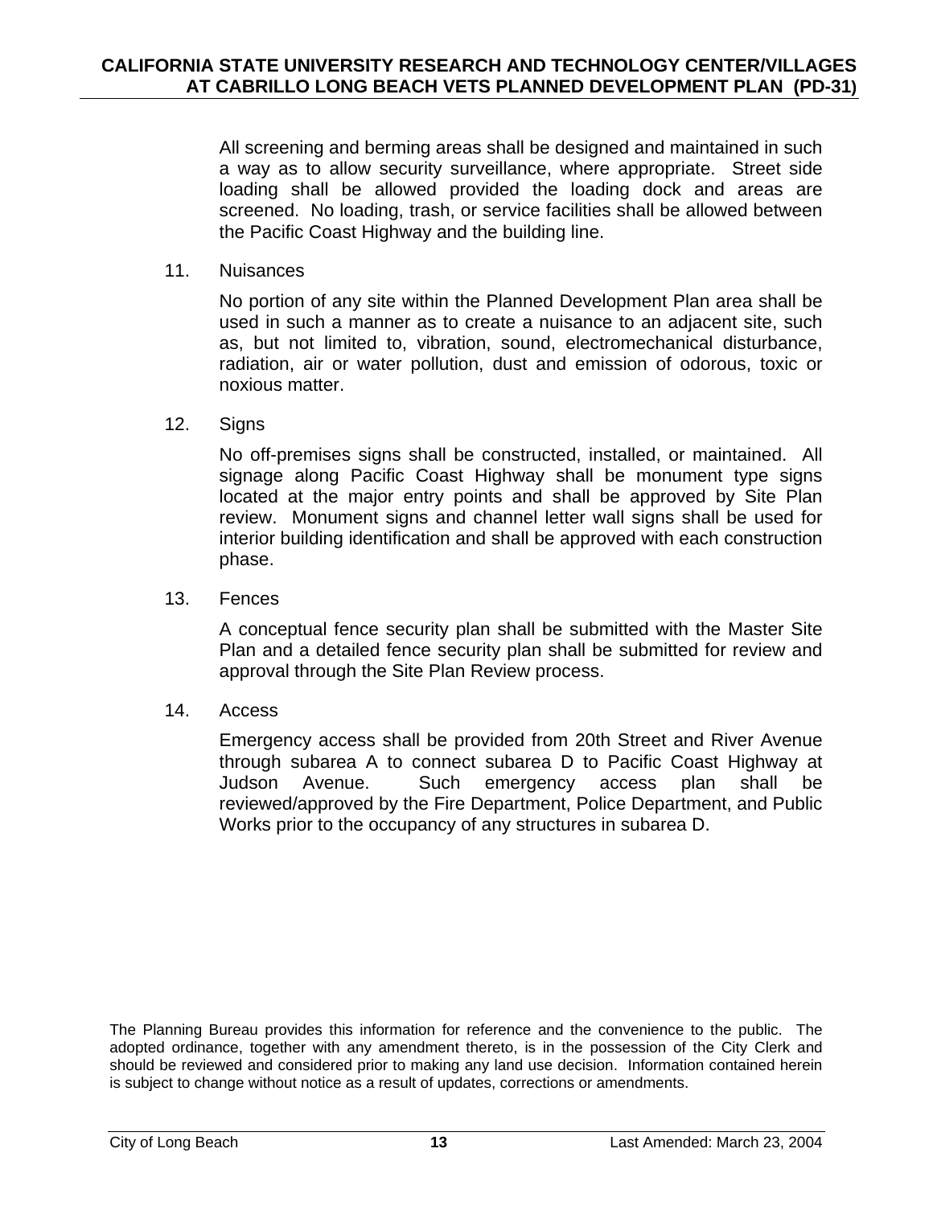All screening and berming areas shall be designed and maintained in such a way as to allow security surveillance, where appropriate. Street side loading shall be allowed provided the loading dock and areas are screened. No loading, trash, or service facilities shall be allowed between the Pacific Coast Highway and the building line.

11. Nuisances

No portion of any site within the Planned Development Plan area shall be used in such a manner as to create a nuisance to an adjacent site, such as, but not limited to, vibration, sound, electromechanical disturbance, radiation, air or water pollution, dust and emission of odorous, toxic or noxious matter.

12. Signs

No off-premises signs shall be constructed, installed, or maintained. All signage along Pacific Coast Highway shall be monument type signs located at the major entry points and shall be approved by Site Plan review. Monument signs and channel letter wall signs shall be used for interior building identification and shall be approved with each construction phase.

13. Fences

A conceptual fence security plan shall be submitted with the Master Site Plan and a detailed fence security plan shall be submitted for review and approval through the Site Plan Review process.

14. Access

Emergency access shall be provided from 20th Street and River Avenue through subarea A to connect subarea D to Pacific Coast Highway at Judson Avenue. Such emergency access plan shall be reviewed/approved by the Fire Department, Police Department, and Public Works prior to the occupancy of any structures in subarea D.

The Planning Bureau provides this information for reference and the convenience to the public. The adopted ordinance, together with any amendment thereto, is in the possession of the City Clerk and should be reviewed and considered prior to making any land use decision. Information contained herein is subject to change without notice as a result of updates, corrections or amendments.